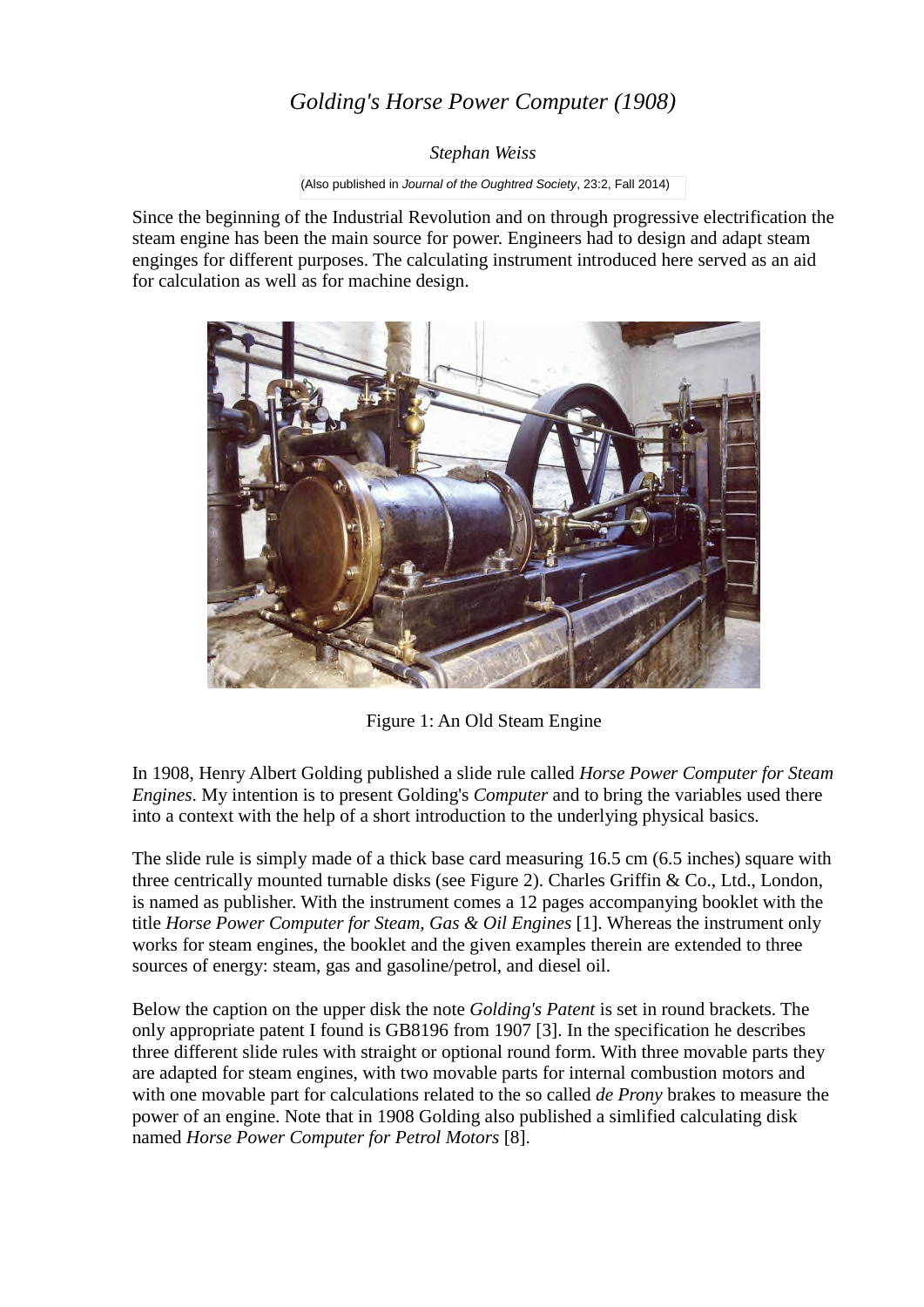# *Golding's Horse Power Computer (1908)*

*Stephan Weiss*

(Also published in *Journal of the Oughtred Society*, 23:2, Fall 2014)

Since the beginning of the Industrial Revolution and on through progressive electrification the steam engine has been the main source for power. Engineers had to design and adapt steam enginges for different purposes. The calculating instrument introduced here served as an aid for calculation as well as for machine design.

Figure 1: An Old Steam Engine

In 1908, Henry Albert Golding published a slide rule called *Horse Power Computer for Steam Engines*. My intention is to present Golding's *Computer* and to bring the variables used there into a context with the help of a short introduction to the underlying physical basics.

The slide rule is simply made of a thick base card measuring 16.5 cm (6.5 inches) square with three centrically mounted turnable disks (see Figure 2). Charles Griffin & Co., Ltd., London, is named as publisher. With the instrument comes a 12 pages accompanying booklet with the title *Horse Power Computer for Steam, Gas & Oil Engines* [1]. Whereas the instrument only works for steam engines, the booklet and the given examples therein are extended to three sources of energy: steam, gas and gasoline/petrol, and diesel oil.

Below the caption on the upper disk the note *Golding's Patent* is set in round brackets. The only appropriate patent I found is GB8196 from 1907 [3]. In the specification he describes three different slide rules with straight or optional round form. With three movable parts they are adapted for steam engines, with two movable parts for internal combustion motors and with one movable part for calculations related to the so called *de Prony* brakes to measure the power of an engine. Note that in 1908 Golding also published a simlified calculating disk named *Horse Power Computer for Petrol Motors* [8].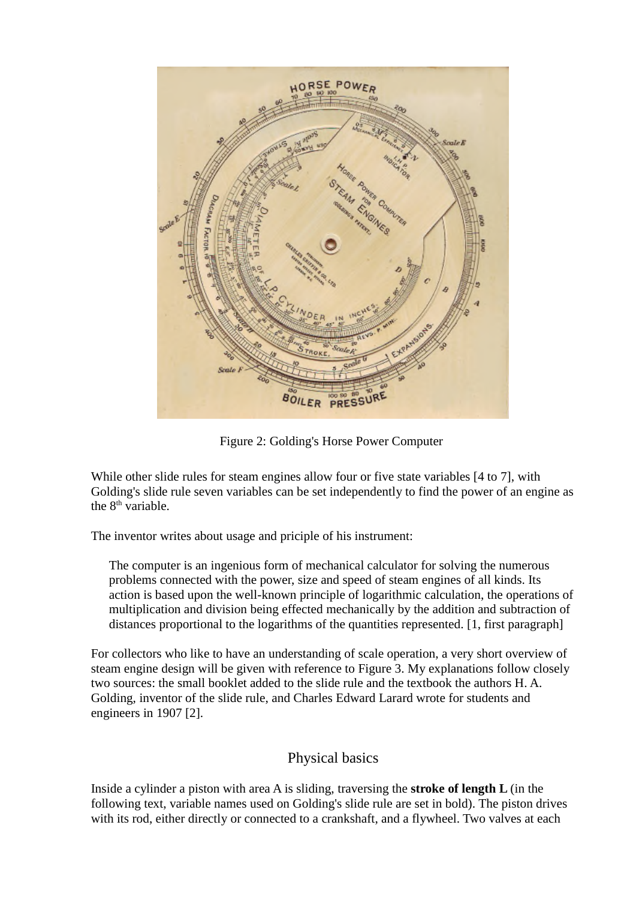Figure 2: Golding's Horse Power Computer

While other slide rules for steam engines allow four or five state variables [4 to 7], with Golding's slide rule seven variables can be set independently to find the power of an engine as the 8th variable.

The inventor writes about usage and priciple of his instrument:

> The computer is an ingenious form of mechanical calculator for solving the numerous problems connected with the power, size and speed of steam engines of all kinds. Its action is based upon the well-known principle of logarithmic calculation, the operations of multiplication and division being effected mechanically by the addition and subtraction of distances proportional to the logarithms of the quantities represented. [1, first paragraph]

For collectors who like to have an understanding of scale operation, a very short overview of steam engine design will be given with reference to Figure 3. My explanations follow closely two sources: the small booklet added to the slide rule and the textbook the authors H. A. Golding, inventor of the slide rule, and Charles Edward Larard wrote for students and engineers in 1907 [2].

## Physical basics

Inside a cylinder a piston with area A is sliding, traversing the **stroke of length L** (in the following text, variable names used on Golding's slide rule are set in bold). The piston drives with its rod, either directly or connected to a crankshaft, and a flywheel. Two valves at each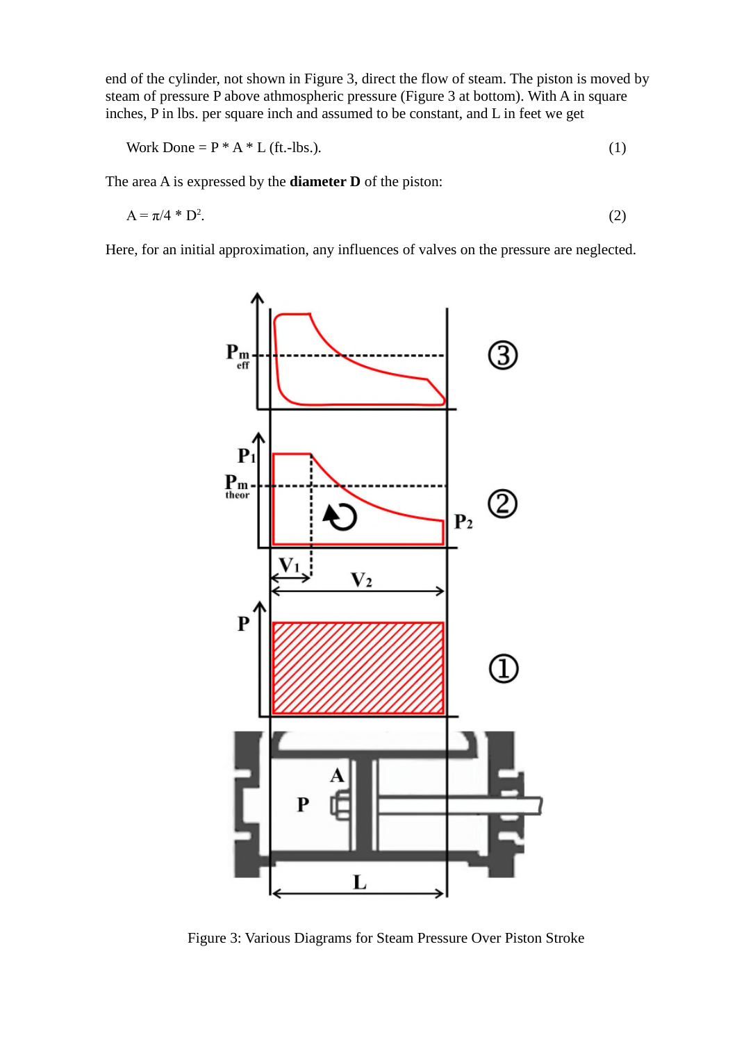end of the cylinder, not shown in Figure 3, direct the flow of steam. The piston is moved by steam of pressure P above athmospheric pressure (Figure 3 at bottom). With A in square inches, P in lbs. per square inch and assumed to be constant, and L in feet we get

$$\text{Work Done} = P * A * L \text{ (ft.-lbs.).} \quad (1)$$

The area A is expressed by the **diameter D** of the piston:

$$A = \pi/4 * D^2. \quad (2)$$

Here, for an initial approximation, any influences of valves on the pressure are neglected.

Figure 3: Various Diagrams for Steam Pressure Over Piston Stroke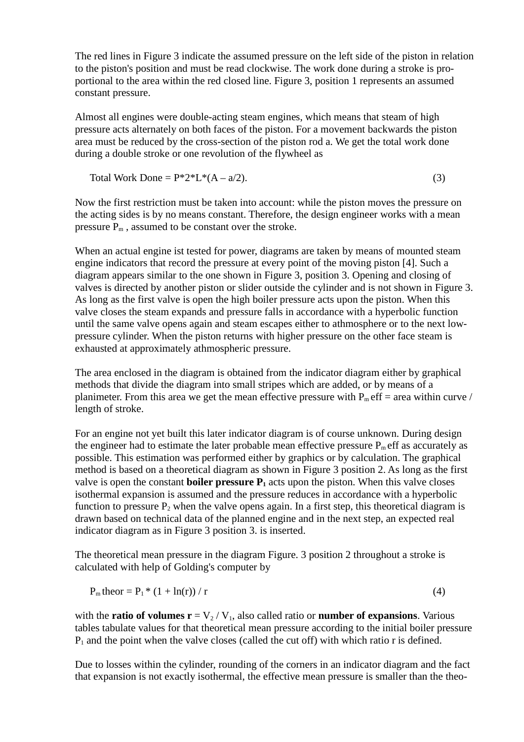The red lines in Figure 3 indicate the assumed pressure on the left side of the piston in relation to the piston's position and must be read clockwise. The work done during a stroke is proportional to the area within the red closed line. Figure 3, position 1 represents an assumed constant pressure.

Almost all engines were double-acting steam engines, which means that steam of high pressure acts alternately on both faces of the piston. For a movement backwards the piston area must be reduced by the cross-section of the piston rod a. We get the total work done during a double stroke or one revolution of the flywheel as

$$\text{Total Work Done} = P*2*L*(A - a/2). \quad (3)$$

Now the first restriction must be taken into account: while the piston moves the pressure on the acting sides is by no means constant. Therefore, the design engineer works with a mean pressure $P_m$ , assumed to be constant over the stroke.

When an actual engine ist tested for power, diagrams are taken by means of mounted steam engine indicators that record the pressure at every point of the moving piston [4]. Such a diagram appears similar to the one shown in Figure 3, position 3. Opening and closing of valves is directed by another piston or slider outside the cylinder and is not shown in Figure 3. As long as the first valve is open the high boiler pressure acts upon the piston. When this valve closes the steam expands and pressure falls in accordance with a hyperbolic function until the same valve opens again and steam escapes either to athmosphere or to the next low-pressure cylinder. When the piston returns with higher pressure on the other face steam is exhausted at approximately athmospheric pressure.

The area enclosed in the diagram is obtained from the indicator diagram either by graphical methods that divide the diagram into small stripes which are added, or by means of a planimeter. From this area we get the mean effective pressure with $P_m$ eff = area within curve / length of stroke.

For an engine not yet built this later indicator diagram is of course unknown. During design the engineer had to estimate the later probable mean effective pressure $P_m$ eff as accurately as possible. This estimation was performed either by graphics or by calculation. The graphical method is based on a theoretical diagram as shown in Figure 3 position 2. As long as the first valve is open the constant **boiler pressure $P_1$** acts upon the piston. When this valve closes isothermal expansion is assumed and the pressure reduces in accordance with a hyperbolic function to pressure $P_2$ when the valve opens again. In a first step, this theoretical diagram is drawn based on technical data of the planned engine and in the next step, an expected real indicator diagram as in Figure 3 position 3. is inserted.

The theoretical mean pressure in the diagram Figure. 3 position 2 throughout a stroke is calculated with help of Golding's computer by

$$P_m \text{ theor} = P_1 * (1 + \ln(r)) / r \quad (4)$$

with the **ratio of volumes r** = $V_2 / V_1$, also called ratio or **number of expansions**. Various tables tabulate values for that theoretical mean pressure according to the initial boiler pressure $P_1$ and the point when the valve closes (called the cut off) with which ratio r is defined.

Due to losses within the cylinder, rounding of the corners in an indicator diagram and the fact that expansion is not exactly isothermal, the effective mean pressure is smaller than the theo-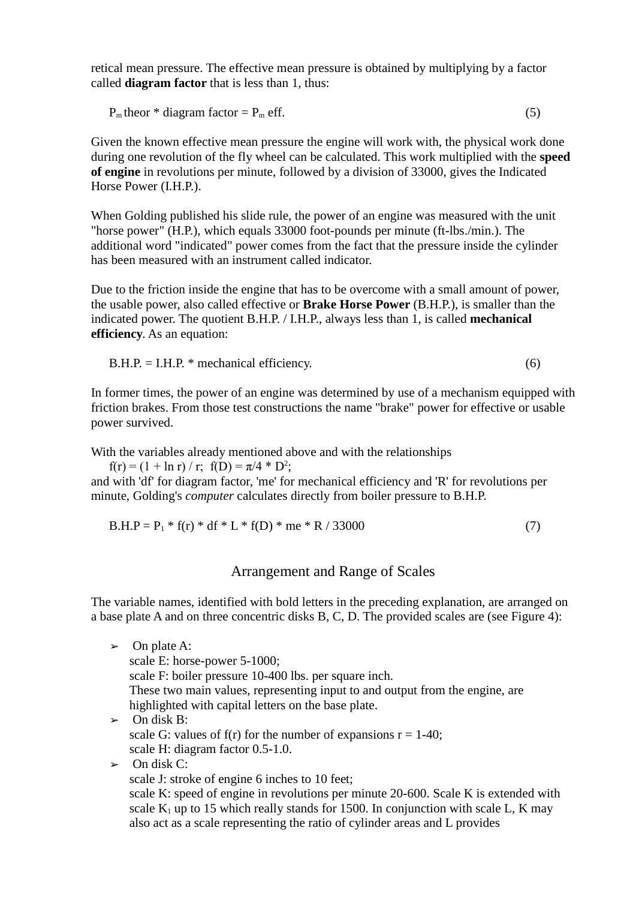retical mean pressure. The effective mean pressure is obtained by multiplying by a factor called **diagram factor** that is less than 1, thus:

$P_m$ theor * diagram factor = $P_m$ eff. (5)

Given the known effective mean pressure the engine will work with, the physical work done during one revolution of the fly wheel can be calculated. This work multiplied with the **speed of engine** in revolutions per minute, followed by a division of 33000, gives the Indicated Horse Power (I.H.P.).

When Golding published his slide rule, the power of an engine was measured with the unit "horse power" (H.P.), which equals 33000 foot-pounds per minute (ft-lbs./min.). The additional word "indicated" power comes from the fact that the pressure inside the cylinder has been measured with an instrument called indicator.

Due to the friction inside the engine that has to be overcome with a small amount of power, the usable power, also called effective or **Brake Horse Power** (B.H.P.), is smaller than the indicated power. The quotient B.H.P. / I.H.P., always less than 1, is called **mechanical efficiency**. As an equation:

B.H.P. = I.H.P. * mechanical efficiency. (6)

In former times, the power of an engine was determined by use of a mechanism equipped with friction brakes. From those test constructions the name "brake" power for effective or usable power survived.

With the variables already mentioned above and with the relationships
$f(r) = (1 + \ln r) / r$; $f(D) = \pi/4 * D^2$;
and with 'df' for diagram factor, 'me' for mechanical efficiency and 'R' for revolutions per minute, Golding's *computer* calculates directly from boiler pressure to B.H.P.

B.H.P = $P_1$ * f(r) * df * L * f(D) * me * R / 33000 (7)

## Arrangement and Range of Scales

The variable names, identified with bold letters in the preceding explanation, are arranged on a base plate A and on three concentric disks B, C, D. The provided scales are (see Figure 4):

- On plate A:
  scale E: horse-power 5-1000;
  scale F: boiler pressure 10-400 lbs. per square inch.
  These two main values, representing input to and output from the engine, are highlighted with capital letters on the base plate.
- On disk B:
  scale G: values of f(r) for the number of expansions r = 1-40;
  scale H: diagram factor 0.5-1.0.
- On disk C:
  scale J: stroke of engine 6 inches to 10 feet;
  scale K: speed of engine in revolutions per minute 20-600. Scale K is extended with scale $K_1$ up to 15 which really stands for 1500. In conjunction with scale L, K may also act as a scale representing the ratio of cylinder areas and L provides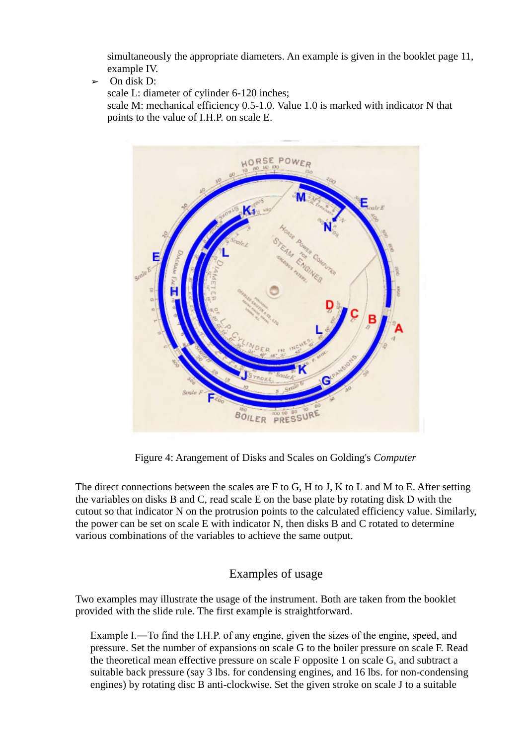simultaneously the appropriate diameters. An example is given in the booklet page 11, example IV.

- On disk D:
  scale L: diameter of cylinder 6-120 inches;
  scale M: mechanical efficiency 0.5-1.0. Value 1.0 is marked with indicator N that points to the value of I.H.P. on scale E.

Figure 4: Arangement of Disks and Scales on Golding's *Computer*

The direct connections between the scales are F to G, H to J, K to L and M to E. After setting the variables on disks B and C, read scale E on the base plate by rotating disk D with the cutout so that indicator N on the protrusion points to the calculated efficiency value. Similarly, the power can be set on scale E with indicator N, then disks B and C rotated to determine various combinations of the variables to achieve the same output.

## Examples of usage

Two examples may illustrate the usage of the instrument. Both are taken from the booklet provided with the slide rule. The first example is straightforward.

> Example I.—To find the I.H.P. of any engine, given the sizes of the engine, speed, and pressure. Set the number of expansions on scale G to the boiler pressure on scale F. Read the theoretical mean effective pressure on scale F opposite 1 on scale G, and subtract a suitable back pressure (say 3 lbs. for condensing engines, and 16 lbs. for non-condensing engines) by rotating disc B anti-clockwise. Set the given stroke on scale J to a suitable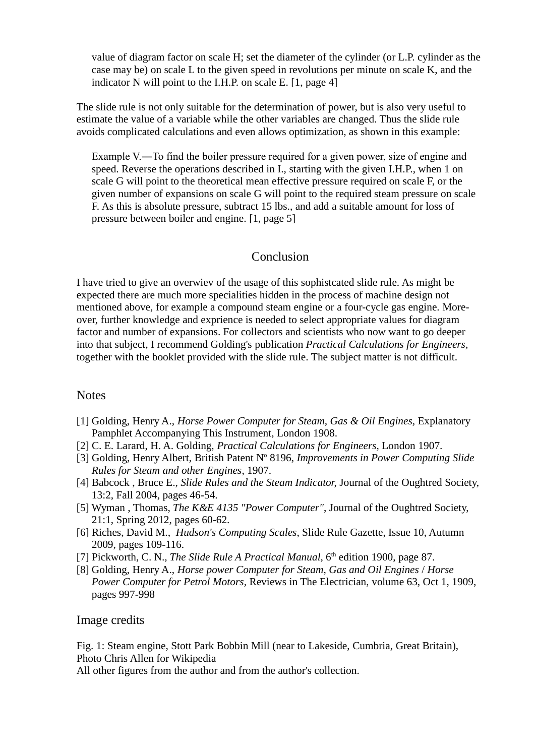> value of diagram factor on scale H; set the diameter of the cylinder (or L.P. cylinder as the case may be) on scale L to the given speed in revolutions per minute on scale K, and the indicator N will point to the I.H.P. on scale E. [1, page 4]

The slide rule is not only suitable for the determination of power, but is also very useful to estimate the value of a variable while the other variables are changed. Thus the slide rule avoids complicated calculations and even allows optimization, as shown in this example:

> Example V.―To find the boiler pressure required for a given power, size of engine and speed. Reverse the operations described in I., starting with the given I.H.P., when 1 on scale G will point to the theoretical mean effective pressure required on scale F, or the given number of expansions on scale G will point to the required steam pressure on scale F. As this is absolute pressure, subtract 15 lbs., and add a suitable amount for loss of pressure between boiler and engine. [1, page 5]

## Conclusion

I have tried to give an overwiev of the usage of this sophistcated slide rule. As might be expected there are much more specialities hidden in the process of machine design not mentioned above, for example a compound steam engine or a four-cycle gas engine. Moreover, further knowledge and exprience is needed to select appropriate values for diagram factor and number of expansions. For collectors and scientists who now want to go deeper into that subject, I recommend Golding's publication *Practical Calculations for Engineers*, together with the booklet provided with the slide rule. The subject matter is not difficult.

## Notes

[1] Golding, Henry A., *Horse Power Computer for Steam, Gas & Oil Engines*, Explanatory Pamphlet Accompanying This Instrument, London 1908.
[2] C. E. Larard, H. A. Golding, *Practical Calculations for Engineers*, London 1907.
[3] Golding, Henry Albert, British Patent Nº 8196, *Improvements in Power Computing Slide Rules for Steam and other Engines*, 1907.
[4] Babcock , Bruce E., *Slide Rules and the Steam Indicator*, Journal of the Oughtred Society, 13:2, Fall 2004, pages 46-54.
[5] Wyman , Thomas, *The K&E 4135 "Power Computer"*, Journal of the Oughtred Society, 21:1, Spring 2012, pages 60-62.
[6] Riches, David M., *Hudson's Computing Scales*, Slide Rule Gazette, Issue 10, Autumn 2009, pages 109-116.
[7] Pickworth, C. N., *The Slide Rule A Practical Manual*, 6th edition 1900, page 87.
[8] Golding, Henry A., *Horse power Computer for Steam, Gas and Oil Engines* / *Horse Power Computer for Petrol Motors*, Reviews in The Electrician, volume 63, Oct 1, 1909, pages 997-998

## Image credits

Fig. 1: Steam engine, Stott Park Bobbin Mill (near to Lakeside, Cumbria, Great Britain), Photo Chris Allen for Wikipedia
All other figures from the author and from the author's collection.